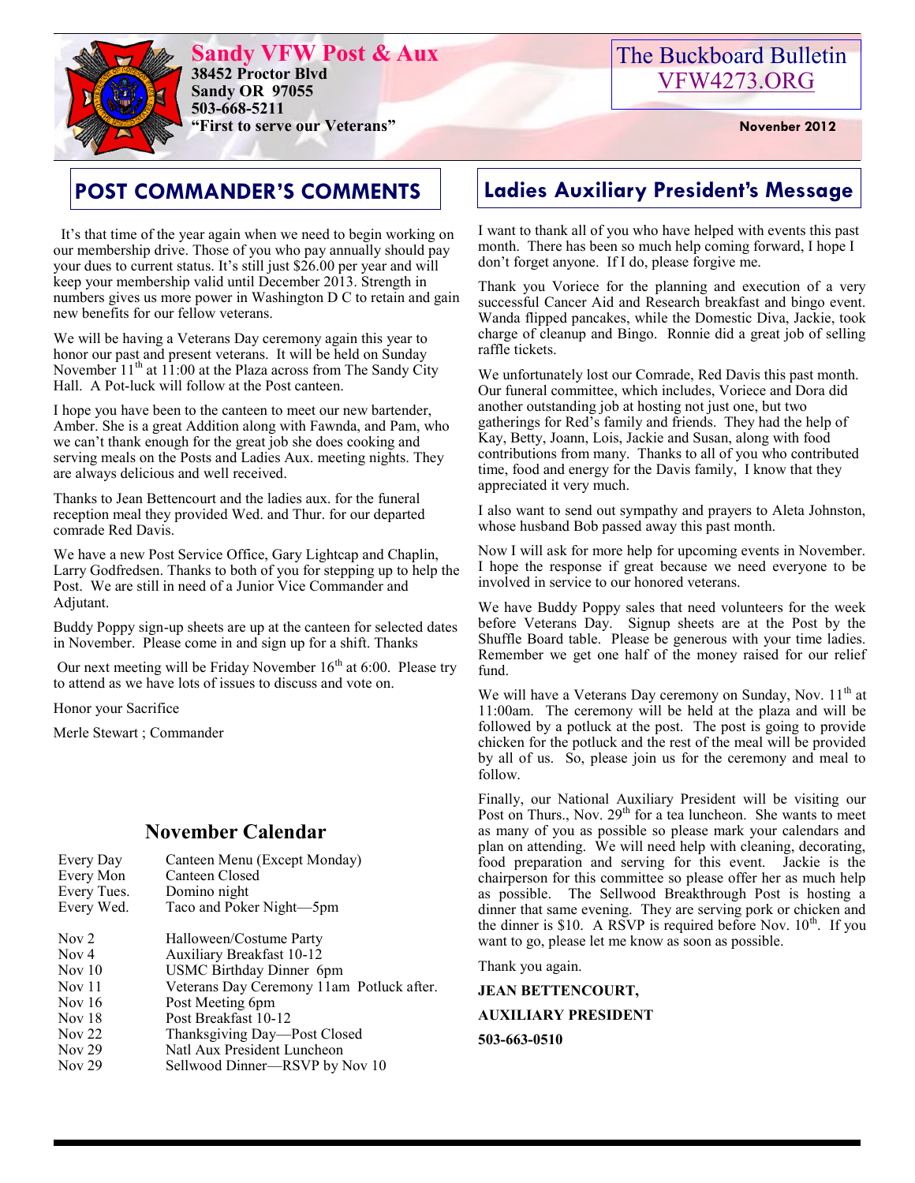# Sandy VFW Post & Aux

**38452 Proctor Blvd**
**Sandy OR 97055**
**503-668-5211**
**"First to serve our Veterans"**

The Buckboard Bulletin
VFW4273.ORG

**November 2012**

## POST COMMANDER'S COMMENTS

It's that time of the year again when we need to begin working on our membership drive. Those of you who pay annually should pay your dues to current status. It's still just $26.00 per year and will keep your membership valid until December 2013. Strength in numbers gives us more power in Washington D C to retain and gain new benefits for our fellow veterans.

We will be having a Veterans Day ceremony again this year to honor our past and present veterans. It will be held on Sunday November 11th at 11:00 at the Plaza across from The Sandy City Hall. A Pot-luck will follow at the Post canteen.

I hope you have been to the canteen to meet our new bartender, Amber. She is a great Addition along with Fawnda, and Pam, who we can't thank enough for the great job she does cooking and serving meals on the Posts and Ladies Aux. meeting nights. They are always delicious and well received.

Thanks to Jean Bettencourt and the ladies aux. for the funeral reception meal they provided Wed. and Thur. for our departed comrade Red Davis.

We have a new Post Service Office, Gary Lightcap and Chaplin, Larry Godfredsen. Thanks to both of you for stepping up to help the Post. We are still in need of a Junior Vice Commander and Adjutant.

Buddy Poppy sign-up sheets are up at the canteen for selected dates in November. Please come in and sign up for a shift. Thanks

Our next meeting will be Friday November 16th at 6:00. Please try to attend as we have lots of issues to discuss and vote on.

Honor your Sacrifice

Merle Stewart ; Commander

## November Calendar

| | |
|---|---|
| Every Day | Canteen Menu (Except Monday) |
| Every Mon | Canteen Closed |
| Every Tues. | Domino night |
| Every Wed. | Taco and Poker Night—5pm |
| Nov 2 | Halloween/Costume Party |
| Nov 4 | Auxiliary Breakfast 10-12 |
| Nov 10 | USMC Birthday Dinner 6pm |
| Nov 11 | Veterans Day Ceremony 11am Potluck after. |
| Nov 16 | Post Meeting 6pm |
| Nov 18 | Post Breakfast 10-12 |
| Nov 22 | Thanksgiving Day—Post Closed |
| Nov 29 | Natl Aux President Luncheon |
| Nov 29 | Sellwood Dinner—RSVP by Nov 10 |

## Ladies Auxiliary President's Message

I want to thank all of you who have helped with events this past month. There has been so much help coming forward, I hope I don't forget anyone. If I do, please forgive me.

Thank you Voriece for the planning and execution of a very successful Cancer Aid and Research breakfast and bingo event. Wanda flipped pancakes, while the Domestic Diva, Jackie, took charge of cleanup and Bingo. Ronnie did a great job of selling raffle tickets.

We unfortunately lost our Comrade, Red Davis this past month. Our funeral committee, which includes, Voriece and Dora did another outstanding job at hosting not just one, but two gatherings for Red's family and friends. They had the help of Kay, Betty, Joann, Lois, Jackie and Susan, along with food contributions from many. Thanks to all of you who contributed time, food and energy for the Davis family, I know that they appreciated it very much.

I also want to send out sympathy and prayers to Aleta Johnston, whose husband Bob passed away this past month.

Now I will ask for more help for upcoming events in November. I hope the response if great because we need everyone to be involved in service to our honored veterans.

We have Buddy Poppy sales that need volunteers for the week before Veterans Day. Signup sheets are at the Post by the Shuffle Board table. Please be generous with your time ladies. Remember we get one half of the money raised for our relief fund.

We will have a Veterans Day ceremony on Sunday, Nov. 11th at 11:00am. The ceremony will be held at the plaza and will be followed by a potluck at the post. The post is going to provide chicken for the potluck and the rest of the meal will be provided by all of us. So, please join us for the ceremony and meal to follow.

Finally, our National Auxiliary President will be visiting our Post on Thurs., Nov. 29th for a tea luncheon. She wants to meet as many of you as possible so please mark your calendars and plan on attending. We will need help with cleaning, decorating, food preparation and serving for this event. Jackie is the chairperson for this committee so please offer her as much help as possible. The Sellwood Breakthrough Post is hosting a dinner that same evening. They are serving pork or chicken and the dinner is $10. A RSVP is required before Nov. 10th. If you want to go, please let me know as soon as possible.

Thank you again.

**JEAN BETTENCOURT,**

**AUXILIARY PRESIDENT**

**503-663-0510**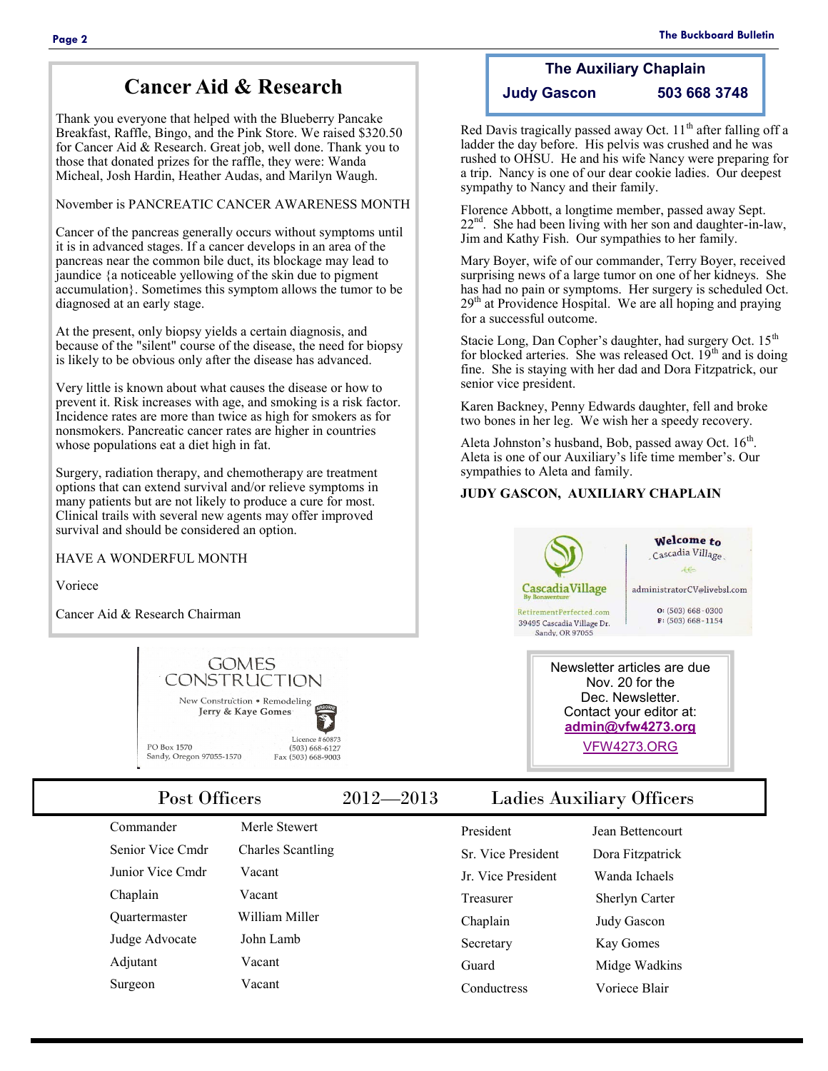## Cancer Aid & Research

Thank you everyone that helped with the Blueberry Pancake Breakfast, Raffle, Bingo, and the Pink Store. We raised $320.50 for Cancer Aid & Research. Great job, well done. Thank you to those that donated prizes for the raffle, they were: Wanda Micheal, Josh Hardin, Heather Audas, and Marilyn Waugh.

November is PANCREATIC CANCER AWARENESS MONTH

Cancer of the pancreas generally occurs without symptoms until it is in advanced stages. If a cancer develops in an area of the pancreas near the common bile duct, its blockage may lead to jaundice {a noticeable yellowing of the skin due to pigment accumulation}. Sometimes this symptom allows the tumor to be diagnosed at an early stage.

At the present, only biopsy yields a certain diagnosis, and because of the "silent" course of the disease, the need for biopsy is likely to be obvious only after the disease has advanced.

Very little is known about what causes the disease or how to prevent it. Risk increases with age, and smoking is a risk factor. Incidence rates are more than twice as high for smokers as for nonsmokers. Pancreatic cancer rates are higher in countries whose populations eat a diet high in fat.

Surgery, radiation therapy, and chemotherapy are treatment options that can extend survival and/or relieve symptoms in many patients but are not likely to produce a cure for most. Clinical trails with several new agents may offer improved survival and should be considered an option.

HAVE A WONDERFUL MONTH

Voriece

Cancer Aid & Research Chairman

GOMES CONSTRUCTION

New Construction • Remodeling
Jerry & Kaye Gomes

PO Box 1570
Sandy, Oregon 97055-1570

Licence # 60873
(503) 668-6127
Fax (503) 668-9003

## The Auxiliary Chaplain

**Judy Gascon 503 668 3748**

Red Davis tragically passed away Oct. 11th after falling off a ladder the day before. His pelvis was crushed and he was rushed to OHSU. He and his wife Nancy were preparing for a trip. Nancy is one of our dear cookie ladies. Our deepest sympathy to Nancy and their family.

Florence Abbott, a longtime member, passed away Sept. 22nd. She had been living with her son and daughter-in-law, Jim and Kathy Fish. Our sympathies to her family.

Mary Boyer, wife of our commander, Terry Boyer, received surprising news of a large tumor on one of her kidneys. She has had no pain or symptoms. Her surgery is scheduled Oct. 29th at Providence Hospital. We are all hoping and praying for a successful outcome.

Stacie Long, Dan Copher's daughter, had surgery Oct. 15th for blocked arteries. She was released Oct. 19th and is doing fine. She is staying with her dad and Dora Fitzpatrick, our senior vice president.

Karen Backney, Penny Edwards daughter, fell and broke two bones in her leg. We wish her a speedy recovery.

Aleta Johnston's husband, Bob, passed away Oct. 16th. Aleta is one of our Auxiliary's life time member's. Our sympathies to Aleta and family.

**JUDY GASCON, AUXILIARY CHAPLAIN**

Welcome to Cascadia Village

CascadiaVillage By Bonaventure
RetirementPerfected.com
39495 Cascadia Village Dr.
Sandy, OR 97055

administratorCV@livebsl.com
O: (503) 668-0300
F: (503) 668-1154

Newsletter articles are due Nov. 20 for the Dec. Newsletter.
Contact your editor at:
**admin@vfw4273.org**
VFW4273.ORG

## Post Officers 2012—2013 Ladies Auxiliary Officers

| Post Officers | | Ladies Auxiliary Officers | |
|---|---|---|---|
| Commander | Merle Stewert | President | Jean Bettencourt |
| Senior Vice Cmdr | Charles Scantling | Sr. Vice President | Dora Fitzpatrick |
| Junior Vice Cmdr | Vacant | Jr. Vice President | Wanda Ichaels |
| Chaplain | Vacant | Treasurer | Sherlyn Carter |
| Quartermaster | William Miller | Chaplain | Judy Gascon |
| Judge Advocate | John Lamb | Secretary | Kay Gomes |
| Adjutant | Vacant | Guard | Midge Wadkins |
| Surgeon | Vacant | Conductress | Voriece Blair |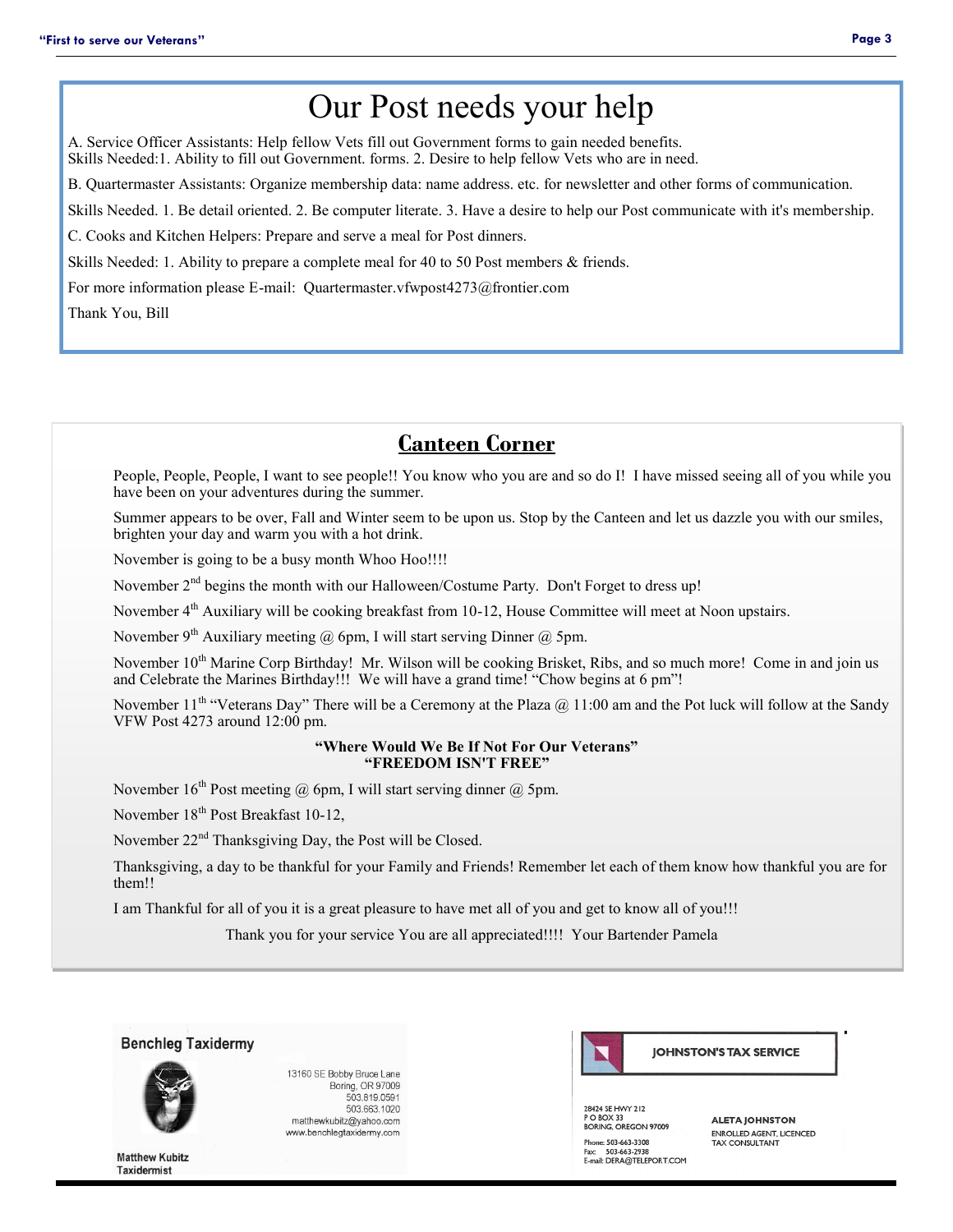# Our Post needs your help

A. Service Officer Assistants: Help fellow Vets fill out Government forms to gain needed benefits.
Skills Needed:1. Ability to fill out Government. forms. 2. Desire to help fellow Vets who are in need.

B. Quartermaster Assistants: Organize membership data: name address. etc. for newsletter and other forms of communication.

Skills Needed. 1. Be detail oriented. 2. Be computer literate. 3. Have a desire to help our Post communicate with it's membership.

C. Cooks and Kitchen Helpers: Prepare and serve a meal for Post dinners.

Skills Needed: 1. Ability to prepare a complete meal for 40 to 50 Post members & friends.

For more information please E-mail: Quartermaster.vfwpost4273@frontier.com

Thank You, Bill

## Canteen Corner

People, People, People, I want to see people!! You know who you are and so do I! I have missed seeing all of you while you have been on your adventures during the summer.

Summer appears to be over, Fall and Winter seem to be upon us. Stop by the Canteen and let us dazzle you with our smiles, brighten your day and warm you with a hot drink.

November is going to be a busy month Whoo Hoo!!!!

November 2nd begins the month with our Halloween/Costume Party. Don't Forget to dress up!

November 4th Auxiliary will be cooking breakfast from 10-12, House Committee will meet at Noon upstairs.

November 9th Auxiliary meeting @ 6pm, I will start serving Dinner @ 5pm.

November 10th Marine Corp Birthday! Mr. Wilson will be cooking Brisket, Ribs, and so much more! Come in and join us and Celebrate the Marines Birthday!!! We will have a grand time! "Chow begins at 6 pm"!

November 11th "Veterans Day" There will be a Ceremony at the Plaza @ 11:00 am and the Pot luck will follow at the Sandy VFW Post 4273 around 12:00 pm.

**"Where Would We Be If Not For Our Veterans"**
**"FREEDOM ISN'T FREE"**

November 16th Post meeting @ 6pm, I will start serving dinner @ 5pm.

November 18th Post Breakfast 10-12,

November 22nd Thanksgiving Day, the Post will be Closed.

Thanksgiving, a day to be thankful for your Family and Friends! Remember let each of them know how thankful you are for them!!

I am Thankful for all of you it is a great pleasure to have met all of you and get to know all of you!!!

Thank you for your service You are all appreciated!!!! Your Bartender Pamela

**Benchleg Taxidermy**

13160 SE Bobby Bruce Lane
Boring, OR 97009
503.819.0591
503.663.1020
matthewkubitz@yahoo.com
www.benchlegtaxidermy.com

Matthew Kubitz
Taxidermist

**JOHNSTON'S TAX SERVICE**

28424 SE HWY 212
P O BOX 33
BORING, OREGON 97009

Phone: 503-663-3308
Fax: 503-663-2938
E-mail: DERA@TELEPORT.COM

ALETA JOHNSTON
ENROLLED AGENT, LICENCED
TAX CONSULTANT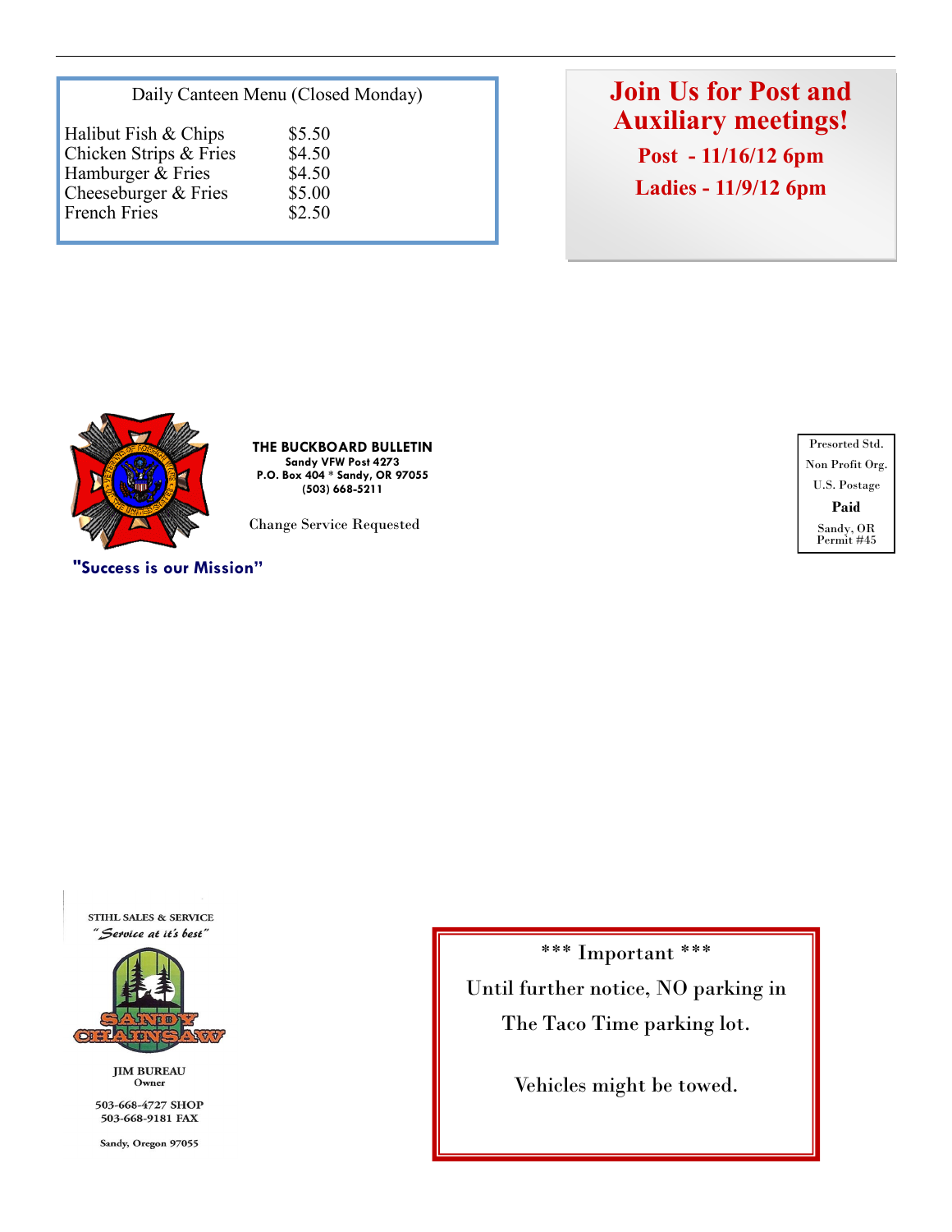Daily Canteen Menu (Closed Monday)

| | |
|---|---|
| Halibut Fish & Chips | $5.50 |
| Chicken Strips & Fries | $4.50 |
| Hamburger & Fries | $4.50 |
| Cheeseburger & Fries | $5.00 |
| French Fries | $2.50 |

## Join Us for Post and Auxiliary meetings!

**Post - 11/16/12 6pm**

**Ladies - 11/9/12 6pm**

**THE BUCKBOARD BULLETIN**
**Sandy VFW Post 4273**
**P.O. Box 404 * Sandy, OR 97055**
**(503) 668-5211**

Change Service Requested

**"Success is our Mission"**

Presorted Std.
Non Profit Org.
U.S. Postage
**Paid**
Sandy, OR
Permit #45

STIHL SALES & SERVICE
*"Service at it's best"*

SANDY CHAINSAW

JIM BUREAU
Owner

503-668-4727 SHOP
503-668-9181 FAX

Sandy, Oregon 97055

*** Important ***

Until further notice, NO parking in The Taco Time parking lot.

Vehicles might be towed.